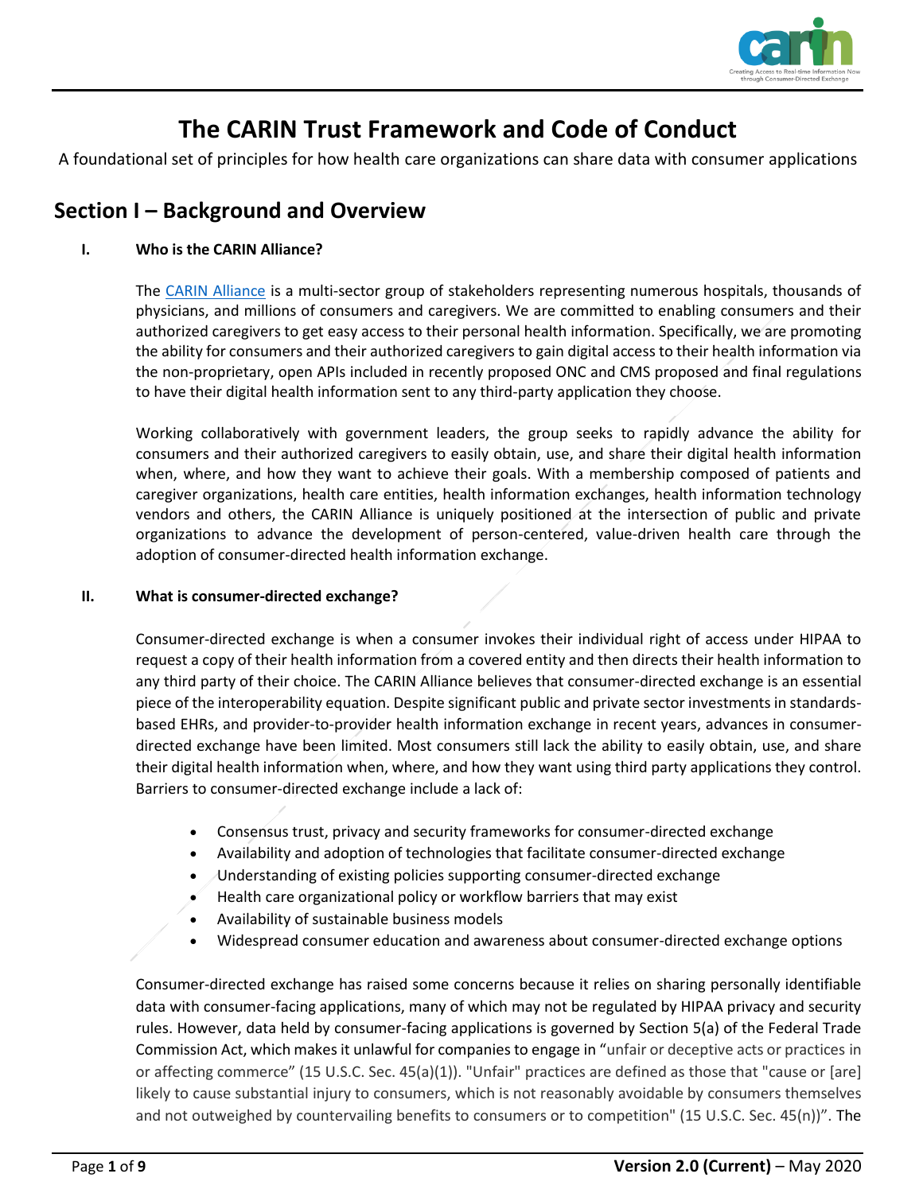# The CARIN Trust Framework and Code of Conduct

A foundational set of principles for how health care organizations can share data with consumer applications

## Section I – Background and Overview

### I. Who is the CARIN Alliance?

The CARIN Alliance is a multi-sector group of stakeholders representing numerous hospitals, thousands of physicians, and millions of consumers and caregivers. We are committed to enabling consumers and their authorized caregivers to get easy access to their personal health information. Specifically, we are promoting the ability for consumers and their authorized caregivers to gain digital access to their health information via the non-proprietary, open APIs included in recently proposed ONC and CMS proposed and final regulations to have their digital health information sent to any third-party application they choose.

Working collaboratively with government leaders, the group seeks to rapidly advance the ability for consumers and their authorized caregivers to easily obtain, use, and share their digital health information when, where, and how they want to achieve their goals. With a membership composed of patients and caregiver organizations, health care entities, health information exchanges, health information technology vendors and others, the CARIN Alliance is uniquely positioned at the intersection of public and private organizations to advance the development of person-centered, value-driven health care through the adoption of consumer-directed health information exchange.

### II. What is consumer-directed exchange?

Consumer-directed exchange is when a consumer invokes their individual right of access under HIPAA to request a copy of their health information from a covered entity and then directs their health information to any third party of their choice. The CARIN Alliance believes that consumer-directed exchange is an essential piece of the interoperability equation. Despite significant public and private sector investments in standards-based EHRs, and provider-to-provider health information exchange in recent years, advances in consumer-directed exchange have been limited. Most consumers still lack the ability to easily obtain, use, and share their digital health information when, where, and how they want using third party applications they control. Barriers to consumer-directed exchange include a lack of:

- Consensus trust, privacy and security frameworks for consumer-directed exchange
- Availability and adoption of technologies that facilitate consumer-directed exchange
- Understanding of existing policies supporting consumer-directed exchange
- Health care organizational policy or workflow barriers that may exist
- Availability of sustainable business models
- Widespread consumer education and awareness about consumer-directed exchange options

Consumer-directed exchange has raised some concerns because it relies on sharing personally identifiable data with consumer-facing applications, many of which may not be regulated by HIPAA privacy and security rules. However, data held by consumer-facing applications is governed by Section 5(a) of the Federal Trade Commission Act, which makes it unlawful for companies to engage in "unfair or deceptive acts or practices in or affecting commerce" (15 U.S.C. Sec. 45(a)(1)). "Unfair" practices are defined as those that "cause or [are] likely to cause substantial injury to consumers, which is not reasonably avoidable by consumers themselves and not outweighed by countervailing benefits to consumers or to competition" (15 U.S.C. Sec. 45(n))". The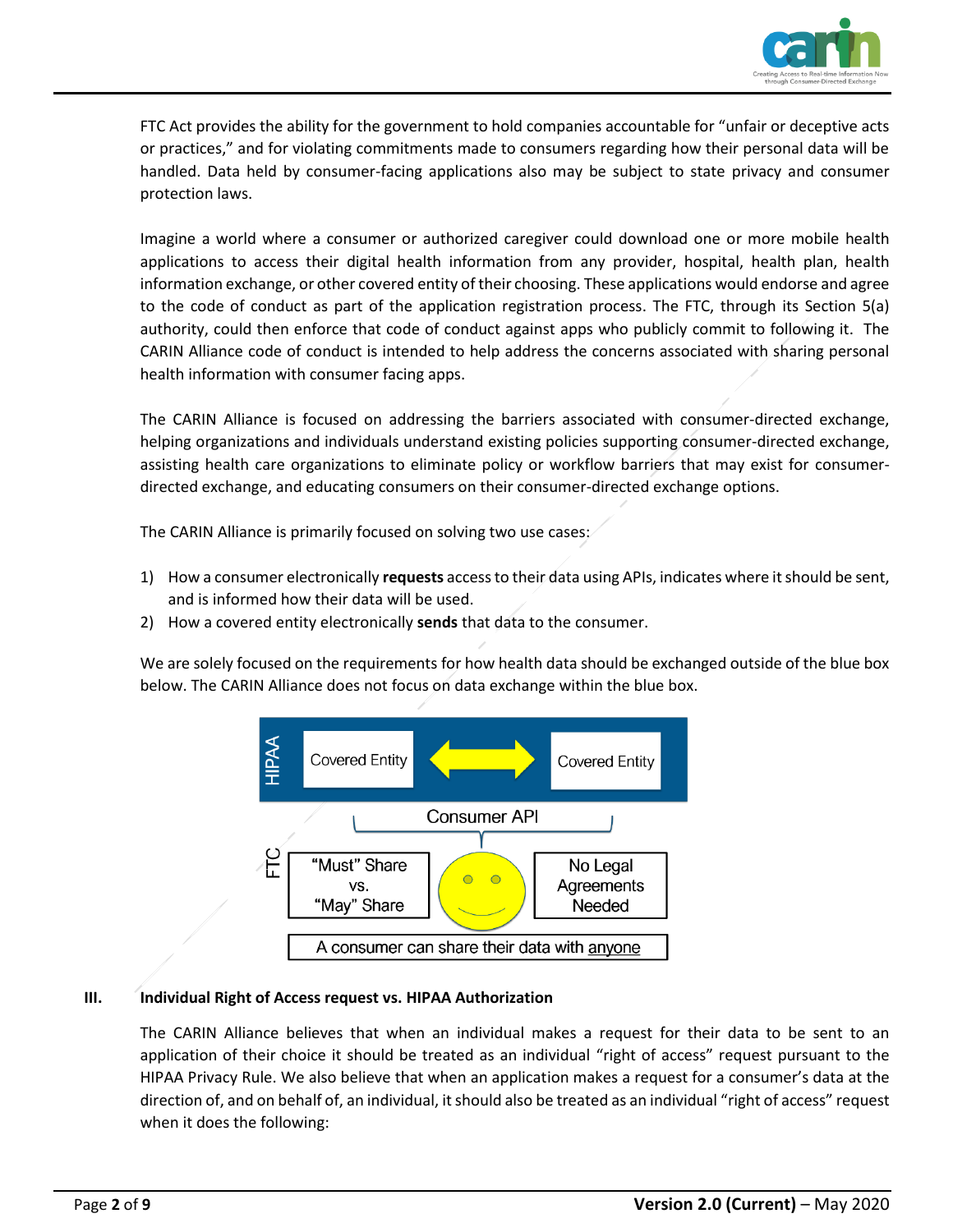FTC Act provides the ability for the government to hold companies accountable for "unfair or deceptive acts or practices," and for violating commitments made to consumers regarding how their personal data will be handled. Data held by consumer-facing applications also may be subject to state privacy and consumer protection laws.

Imagine a world where a consumer or authorized caregiver could download one or more mobile health applications to access their digital health information from any provider, hospital, health plan, health information exchange, or other covered entity of their choosing. These applications would endorse and agree to the code of conduct as part of the application registration process. The FTC, through its Section 5(a) authority, could then enforce that code of conduct against apps who publicly commit to following it. The CARIN Alliance code of conduct is intended to help address the concerns associated with sharing personal health information with consumer facing apps.

The CARIN Alliance is focused on addressing the barriers associated with consumer-directed exchange, helping organizations and individuals understand existing policies supporting consumer-directed exchange, assisting health care organizations to eliminate policy or workflow barriers that may exist for consumer-directed exchange, and educating consumers on their consumer-directed exchange options.

The CARIN Alliance is primarily focused on solving two use cases:

1) How a consumer electronically **requests** access to their data using APIs, indicates where it should be sent, and is informed how their data will be used.
2) How a covered entity electronically **sends** that data to the consumer.

We are solely focused on the requirements for how health data should be exchanged outside of the blue box below. The CARIN Alliance does not focus on data exchange within the blue box.

HIPAA: Covered Entity ⟷ Covered Entity

Consumer API

FTC: "Must" Share vs. "May" Share | No Legal Agreements Needed

A consumer can share their data with anyone

## III. Individual Right of Access request vs. HIPAA Authorization

The CARIN Alliance believes that when an individual makes a request for their data to be sent to an application of their choice it should be treated as an individual "right of access" request pursuant to the HIPAA Privacy Rule. We also believe that when an application makes a request for a consumer's data at the direction of, and on behalf of, an individual, it should also be treated as an individual "right of access" request when it does the following: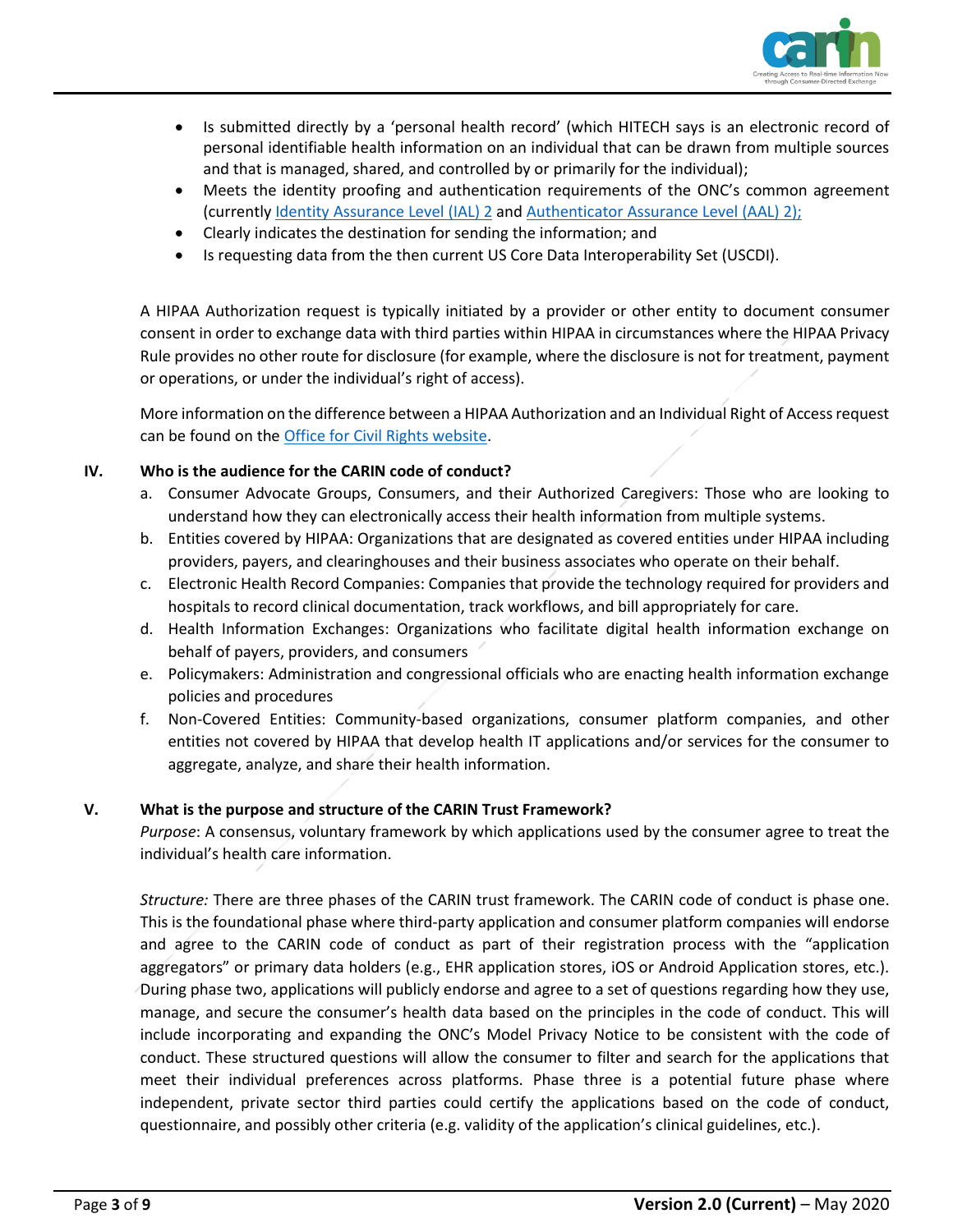- Is submitted directly by a 'personal health record' (which HITECH says is an electronic record of personal identifiable health information on an individual that can be drawn from multiple sources and that is managed, shared, and controlled by or primarily for the individual);
- Meets the identity proofing and authentication requirements of the ONC's common agreement (currently [Identity Assurance Level (IAL) 2]() and [Authenticator Assurance Level (AAL) 2);]()
- Clearly indicates the destination for sending the information; and
- Is requesting data from the then current US Core Data Interoperability Set (USCDI).

A HIPAA Authorization request is typically initiated by a provider or other entity to document consumer consent in order to exchange data with third parties within HIPAA in circumstances where the HIPAA Privacy Rule provides no other route for disclosure (for example, where the disclosure is not for treatment, payment or operations, or under the individual's right of access).

More information on the difference between a HIPAA Authorization and an Individual Right of Access request can be found on the [Office for Civil Rights website]().

## IV. Who is the audience for the CARIN code of conduct?

a. Consumer Advocate Groups, Consumers, and their Authorized Caregivers: Those who are looking to understand how they can electronically access their health information from multiple systems.

b. Entities covered by HIPAA: Organizations that are designated as covered entities under HIPAA including providers, payers, and clearinghouses and their business associates who operate on their behalf.

c. Electronic Health Record Companies: Companies that provide the technology required for providers and hospitals to record clinical documentation, track workflows, and bill appropriately for care.

d. Health Information Exchanges: Organizations who facilitate digital health information exchange on behalf of payers, providers, and consumers

e. Policymakers: Administration and congressional officials who are enacting health information exchange policies and procedures

f. Non-Covered Entities: Community-based organizations, consumer platform companies, and other entities not covered by HIPAA that develop health IT applications and/or services for the consumer to aggregate, analyze, and share their health information.

## V. What is the purpose and structure of the CARIN Trust Framework?

*Purpose*: A consensus, voluntary framework by which applications used by the consumer agree to treat the individual's health care information.

*Structure:* There are three phases of the CARIN trust framework. The CARIN code of conduct is phase one. This is the foundational phase where third-party application and consumer platform companies will endorse and agree to the CARIN code of conduct as part of their registration process with the "application aggregators" or primary data holders (e.g., EHR application stores, iOS or Android Application stores, etc.). During phase two, applications will publicly endorse and agree to a set of questions regarding how they use, manage, and secure the consumer's health data based on the principles in the code of conduct. This will include incorporating and expanding the ONC's Model Privacy Notice to be consistent with the code of conduct. These structured questions will allow the consumer to filter and search for the applications that meet their individual preferences across platforms. Phase three is a potential future phase where independent, private sector third parties could certify the applications based on the code of conduct, questionnaire, and possibly other criteria (e.g. validity of the application's clinical guidelines, etc.).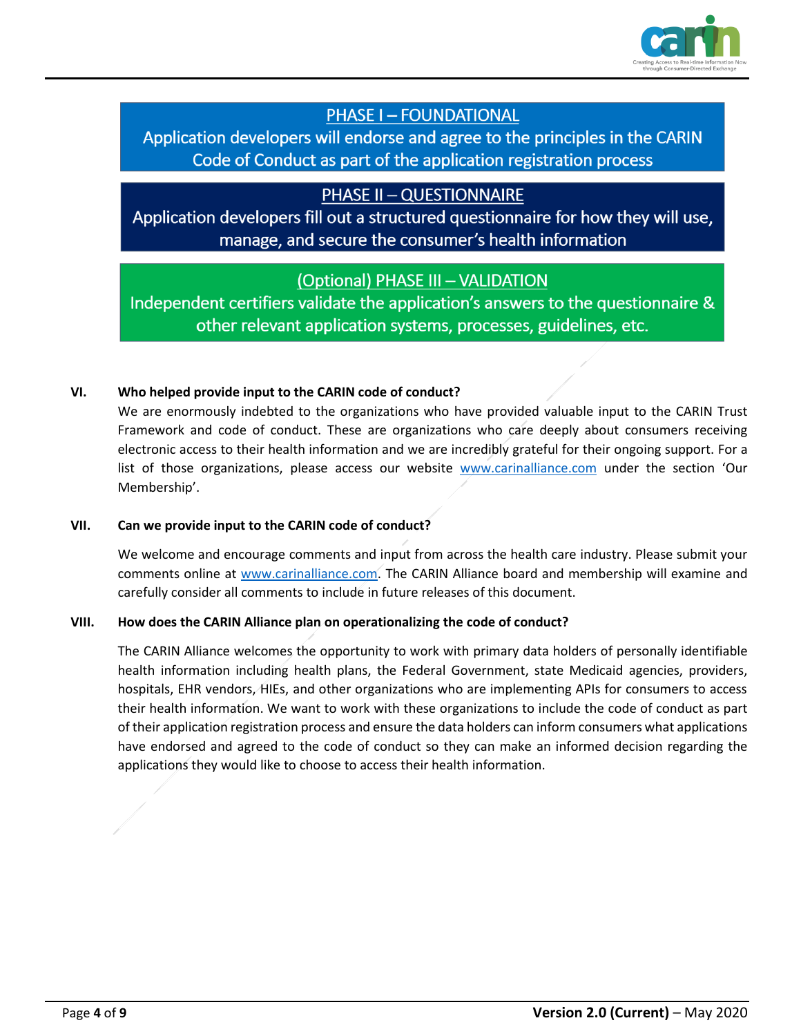**PHASE I – FOUNDATIONAL**

Application developers will endorse and agree to the principles in the CARIN Code of Conduct as part of the application registration process

**PHASE II – QUESTIONNAIRE**

Application developers fill out a structured questionnaire for how they will use, manage, and secure the consumer's health information

**(Optional) PHASE III – VALIDATION**

Independent certifiers validate the application's answers to the questionnaire & other relevant application systems, processes, guidelines, etc.

### VI. Who helped provide input to the CARIN code of conduct?

We are enormously indebted to the organizations who have provided valuable input to the CARIN Trust Framework and code of conduct. These are organizations who care deeply about consumers receiving electronic access to their health information and we are incredibly grateful for their ongoing support. For a list of those organizations, please access our website www.carinalliance.com under the section 'Our Membership'.

### VII. Can we provide input to the CARIN code of conduct?

We welcome and encourage comments and input from across the health care industry. Please submit your comments online at www.carinalliance.com. The CARIN Alliance board and membership will examine and carefully consider all comments to include in future releases of this document.

### VIII. How does the CARIN Alliance plan on operationalizing the code of conduct?

The CARIN Alliance welcomes the opportunity to work with primary data holders of personally identifiable health information including health plans, the Federal Government, state Medicaid agencies, providers, hospitals, EHR vendors, HIEs, and other organizations who are implementing APIs for consumers to access their health information. We want to work with these organizations to include the code of conduct as part of their application registration process and ensure the data holders can inform consumers what applications have endorsed and agreed to the code of conduct so they can make an informed decision regarding the applications they would like to choose to access their health information.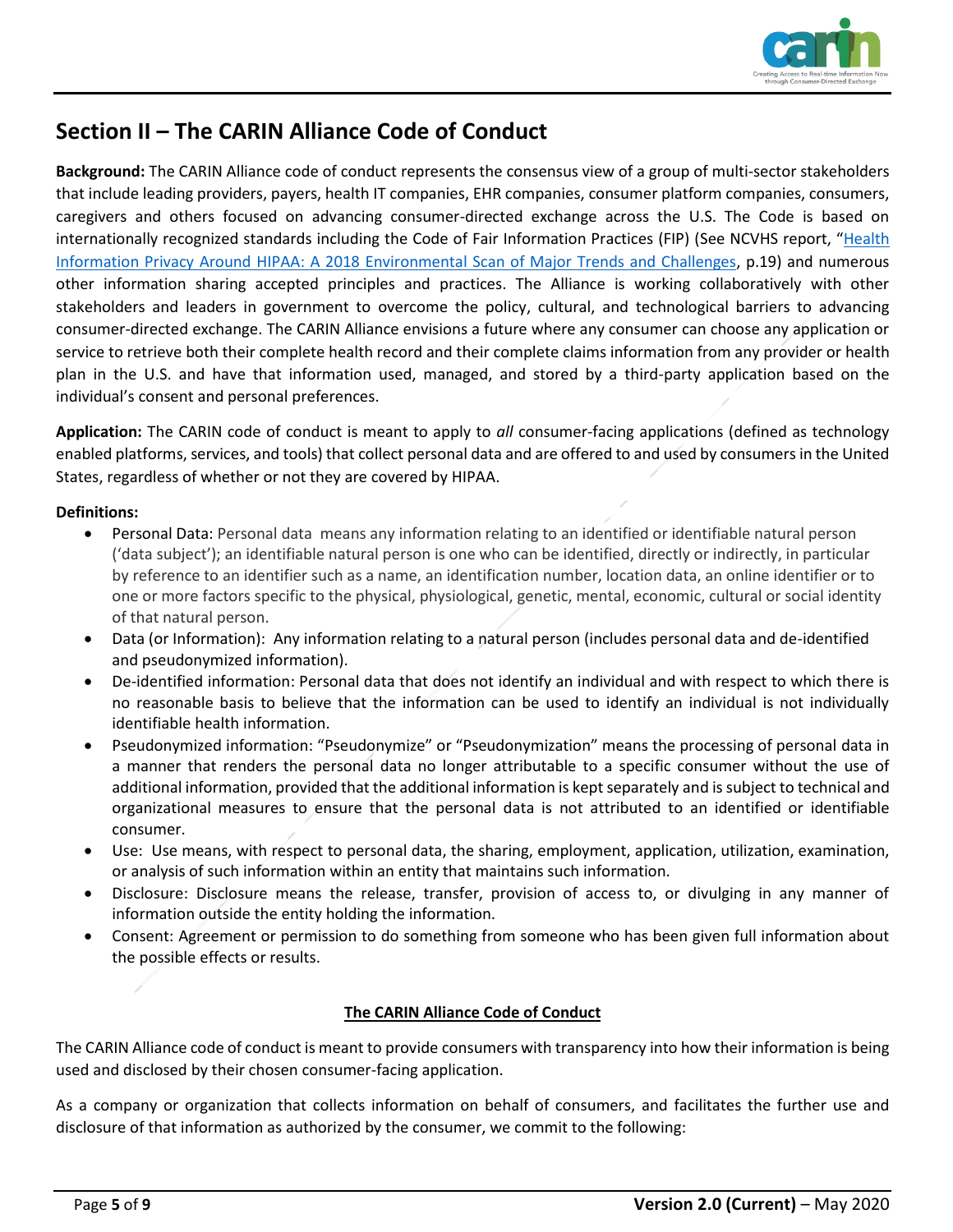## Section II – The CARIN Alliance Code of Conduct

**Background:** The CARIN Alliance code of conduct represents the consensus view of a group of multi-sector stakeholders that include leading providers, payers, health IT companies, EHR companies, consumer platform companies, consumers, caregivers and others focused on advancing consumer-directed exchange across the U.S. The Code is based on internationally recognized standards including the Code of Fair Information Practices (FIP) (See NCVHS report, "Health Information Privacy Around HIPAA: A 2018 Environmental Scan of Major Trends and Challenges, p.19) and numerous other information sharing accepted principles and practices. The Alliance is working collaboratively with other stakeholders and leaders in government to overcome the policy, cultural, and technological barriers to advancing consumer-directed exchange. The CARIN Alliance envisions a future where any consumer can choose any application or service to retrieve both their complete health record and their complete claims information from any provider or health plan in the U.S. and have that information used, managed, and stored by a third-party application based on the individual's consent and personal preferences.

**Application:** The CARIN code of conduct is meant to apply to *all* consumer-facing applications (defined as technology enabled platforms, services, and tools) that collect personal data and are offered to and used by consumers in the United States, regardless of whether or not they are covered by HIPAA.

**Definitions:**

- Personal Data: Personal data means any information relating to an identified or identifiable natural person ('data subject'); an identifiable natural person is one who can be identified, directly or indirectly, in particular by reference to an identifier such as a name, an identification number, location data, an online identifier or to one or more factors specific to the physical, physiological, genetic, mental, economic, cultural or social identity of that natural person.
- Data (or Information): Any information relating to a natural person (includes personal data and de-identified and pseudonymized information).
- De-identified information: Personal data that does not identify an individual and with respect to which there is no reasonable basis to believe that the information can be used to identify an individual is not individually identifiable health information.
- Pseudonymized information: "Pseudonymize" or "Pseudonymization" means the processing of personal data in a manner that renders the personal data no longer attributable to a specific consumer without the use of additional information, provided that the additional information is kept separately and is subject to technical and organizational measures to ensure that the personal data is not attributed to an identified or identifiable consumer.
- Use: Use means, with respect to personal data, the sharing, employment, application, utilization, examination, or analysis of such information within an entity that maintains such information.
- Disclosure: Disclosure means the release, transfer, provision of access to, or divulging in any manner of information outside the entity holding the information.
- Consent: Agreement or permission to do something from someone who has been given full information about the possible effects or results.

**The CARIN Alliance Code of Conduct**

The CARIN Alliance code of conduct is meant to provide consumers with transparency into how their information is being used and disclosed by their chosen consumer-facing application.

As a company or organization that collects information on behalf of consumers, and facilitates the further use and disclosure of that information as authorized by the consumer, we commit to the following: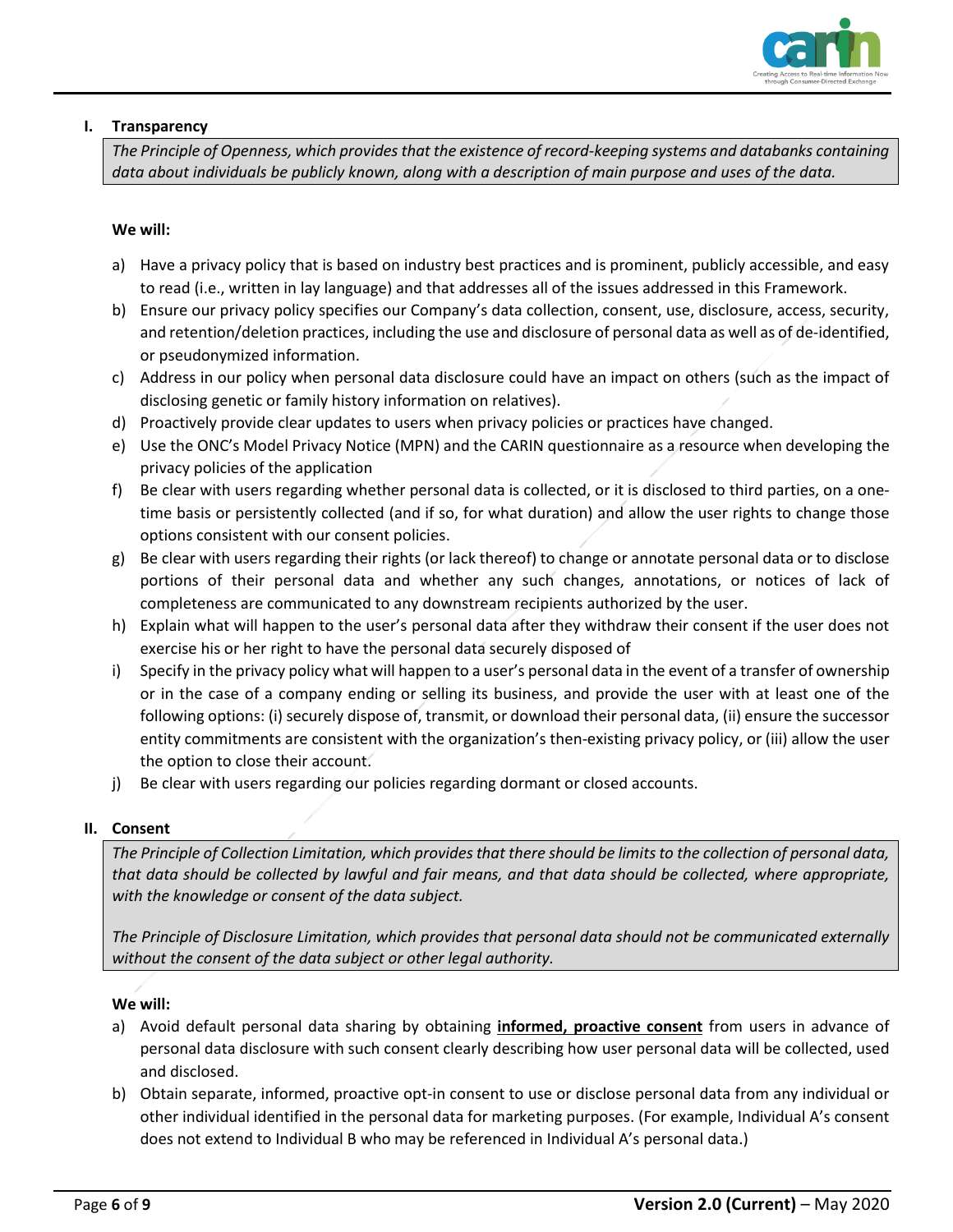## I. Transparency

*The Principle of Openness, which provides that the existence of record-keeping systems and databanks containing data about individuals be publicly known, along with a description of main purpose and uses of the data.*

**We will:**

a) Have a privacy policy that is based on industry best practices and is prominent, publicly accessible, and easy to read (i.e., written in lay language) and that addresses all of the issues addressed in this Framework.

b) Ensure our privacy policy specifies our Company's data collection, consent, use, disclosure, access, security, and retention/deletion practices, including the use and disclosure of personal data as well as of de-identified, or pseudonymized information.

c) Address in our policy when personal data disclosure could have an impact on others (such as the impact of disclosing genetic or family history information on relatives).

d) Proactively provide clear updates to users when privacy policies or practices have changed.

e) Use the ONC's Model Privacy Notice (MPN) and the CARIN questionnaire as a resource when developing the privacy policies of the application

f) Be clear with users regarding whether personal data is collected, or it is disclosed to third parties, on a one-time basis or persistently collected (and if so, for what duration) and allow the user rights to change those options consistent with our consent policies.

g) Be clear with users regarding their rights (or lack thereof) to change or annotate personal data or to disclose portions of their personal data and whether any such changes, annotations, or notices of lack of completeness are communicated to any downstream recipients authorized by the user.

h) Explain what will happen to the user's personal data after they withdraw their consent if the user does not exercise his or her right to have the personal data securely disposed of

i) Specify in the privacy policy what will happen to a user's personal data in the event of a transfer of ownership or in the case of a company ending or selling its business, and provide the user with at least one of the following options: (i) securely dispose of, transmit, or download their personal data, (ii) ensure the successor entity commitments are consistent with the organization's then-existing privacy policy, or (iii) allow the user the option to close their account.

j) Be clear with users regarding our policies regarding dormant or closed accounts.

## II. Consent

*The Principle of Collection Limitation, which provides that there should be limits to the collection of personal data, that data should be collected by lawful and fair means, and that data should be collected, where appropriate, with the knowledge or consent of the data subject.*

*The Principle of Disclosure Limitation, which provides that personal data should not be communicated externally without the consent of the data subject or other legal authority.*

**We will:**

a) Avoid default personal data sharing by obtaining **informed, proactive consent** from users in advance of personal data disclosure with such consent clearly describing how user personal data will be collected, used and disclosed.

b) Obtain separate, informed, proactive opt-in consent to use or disclose personal data from any individual or other individual identified in the personal data for marketing purposes. (For example, Individual A's consent does not extend to Individual B who may be referenced in Individual A's personal data.)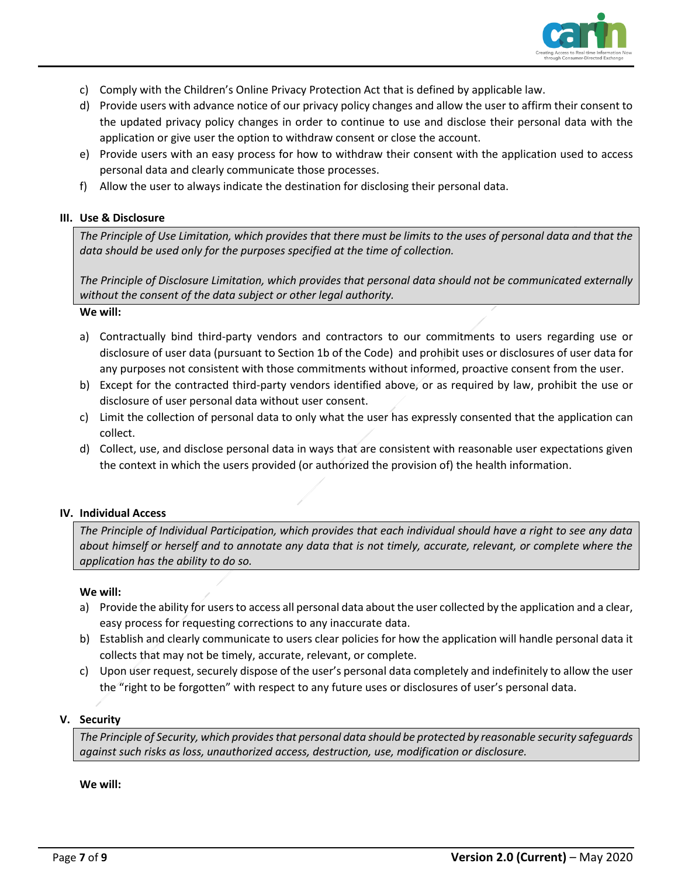c) Comply with the Children's Online Privacy Protection Act that is defined by applicable law.
d) Provide users with advance notice of our privacy policy changes and allow the user to affirm their consent to the updated privacy policy changes in order to continue to use and disclose their personal data with the application or give user the option to withdraw consent or close the account.
e) Provide users with an easy process for how to withdraw their consent with the application used to access personal data and clearly communicate those processes.
f) Allow the user to always indicate the destination for disclosing their personal data.

### III. Use & Disclosure

*The Principle of Use Limitation, which provides that there must be limits to the uses of personal data and that the data should be used only for the purposes specified at the time of collection.*

*The Principle of Disclosure Limitation, which provides that personal data should not be communicated externally without the consent of the data subject or other legal authority.*

**We will:**

a) Contractually bind third-party vendors and contractors to our commitments to users regarding use or disclosure of user data (pursuant to Section 1b of the Code) and prohibit uses or disclosures of user data for any purposes not consistent with those commitments without informed, proactive consent from the user.
b) Except for the contracted third-party vendors identified above, or as required by law, prohibit the use or disclosure of user personal data without user consent.
c) Limit the collection of personal data to only what the user has expressly consented that the application can collect.
d) Collect, use, and disclose personal data in ways that are consistent with reasonable user expectations given the context in which the users provided (or authorized the provision of) the health information.

### IV. Individual Access

*The Principle of Individual Participation, which provides that each individual should have a right to see any data about himself or herself and to annotate any data that is not timely, accurate, relevant, or complete where the application has the ability to do so.*

**We will:**

a) Provide the ability for users to access all personal data about the user collected by the application and a clear, easy process for requesting corrections to any inaccurate data.
b) Establish and clearly communicate to users clear policies for how the application will handle personal data it collects that may not be timely, accurate, relevant, or complete.
c) Upon user request, securely dispose of the user's personal data completely and indefinitely to allow the user the "right to be forgotten" with respect to any future uses or disclosures of user's personal data.

### V. Security

*The Principle of Security, which provides that personal data should be protected by reasonable security safeguards against such risks as loss, unauthorized access, destruction, use, modification or disclosure.*

**We will:**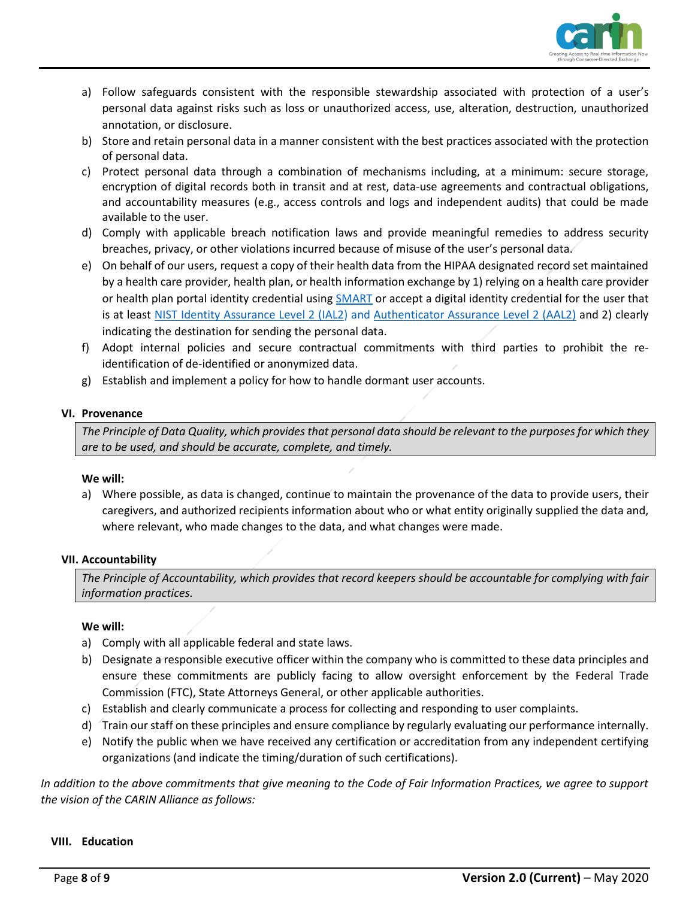a) Follow safeguards consistent with the responsible stewardship associated with protection of a user's personal data against risks such as loss or unauthorized access, use, alteration, destruction, unauthorized annotation, or disclosure.
b) Store and retain personal data in a manner consistent with the best practices associated with the protection of personal data.
c) Protect personal data through a combination of mechanisms including, at a minimum: secure storage, encryption of digital records both in transit and at rest, data-use agreements and contractual obligations, and accountability measures (e.g., access controls and logs and independent audits) that could be made available to the user.
d) Comply with applicable breach notification laws and provide meaningful remedies to address security breaches, privacy, or other violations incurred because of misuse of the user's personal data.
e) On behalf of our users, request a copy of their health data from the HIPAA designated record set maintained by a health care provider, health plan, or health information exchange by 1) relying on a health care provider or health plan portal identity credential using [SMART]() or accept a digital identity credential for the user that is at least [NIST Identity Assurance Level 2 (IAL2) and Authenticator Assurance Level 2 (AAL2)]() and 2) clearly indicating the destination for sending the personal data.
f) Adopt internal policies and secure contractual commitments with third parties to prohibit the re-identification of de-identified or anonymized data.
g) Establish and implement a policy for how to handle dormant user accounts.

## VI. Provenance

*The Principle of Data Quality, which provides that personal data should be relevant to the purposes for which they are to be used, and should be accurate, complete, and timely.*

**We will:**

a) Where possible, as data is changed, continue to maintain the provenance of the data to provide users, their caregivers, and authorized recipients information about who or what entity originally supplied the data and, where relevant, who made changes to the data, and what changes were made.

## VII. Accountability

*The Principle of Accountability, which provides that record keepers should be accountable for complying with fair information practices.*

**We will:**

a) Comply with all applicable federal and state laws.
b) Designate a responsible executive officer within the company who is committed to these data principles and ensure these commitments are publicly facing to allow oversight enforcement by the Federal Trade Commission (FTC), State Attorneys General, or other applicable authorities.
c) Establish and clearly communicate a process for collecting and responding to user complaints.
d) Train our staff on these principles and ensure compliance by regularly evaluating our performance internally.
e) Notify the public when we have received any certification or accreditation from any independent certifying organizations (and indicate the timing/duration of such certifications).

*In addition to the above commitments that give meaning to the Code of Fair Information Practices, we agree to support the vision of the CARIN Alliance as follows:*

## VIII. Education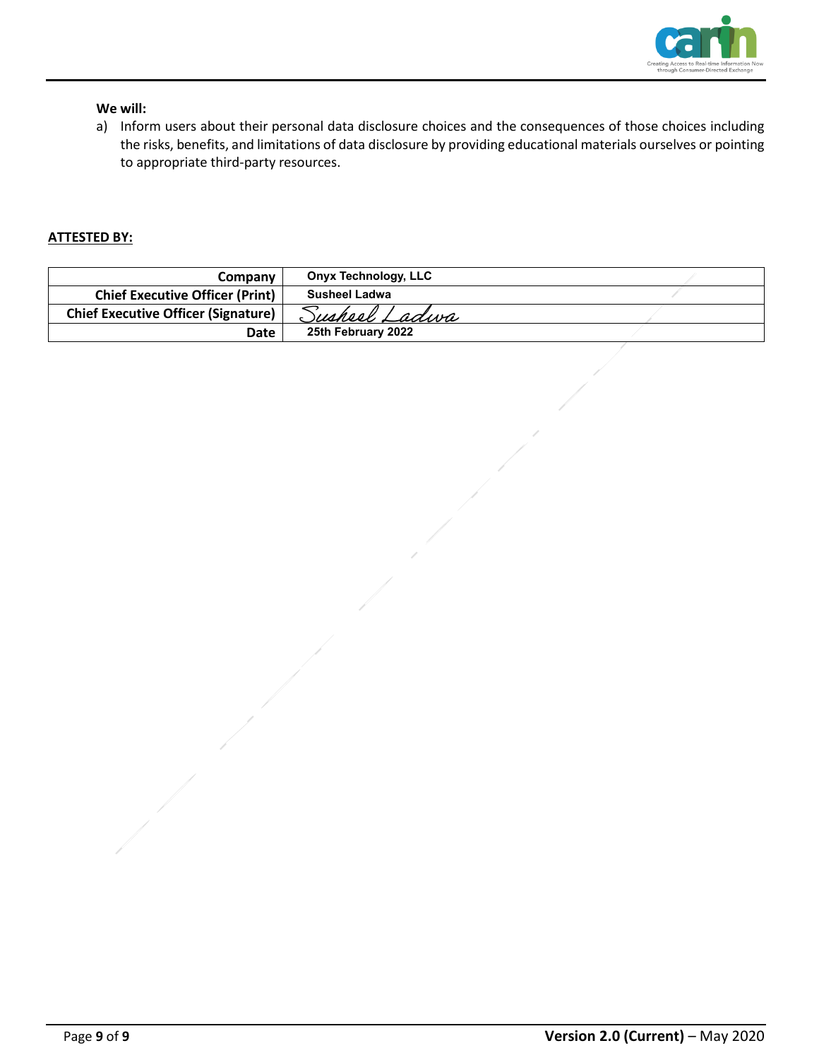**We will:**

a) Inform users about their personal data disclosure choices and the consequences of those choices including the risks, benefits, and limitations of data disclosure by providing educational materials ourselves or pointing to appropriate third-party resources.

**ATTESTED BY:**

| | |
|---|---|
| **Company** | Onyx Technology, LLC |
| **Chief Executive Officer (Print)** | Susheel Ladwa |
| **Chief Executive Officer (Signature)** | Susheel Ladwa |
| **Date** | 25th February 2022 |